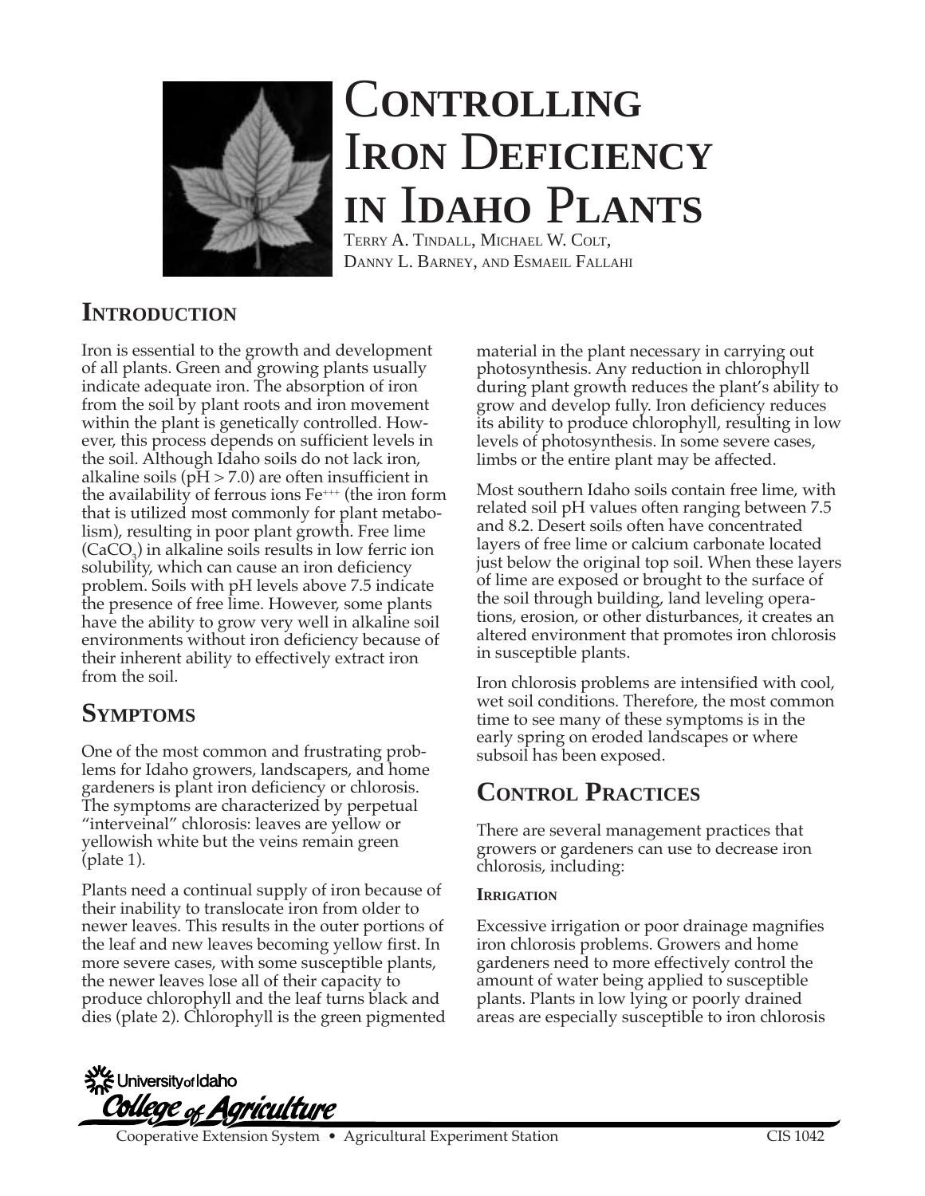# Controlling Iron Deficiency in Idaho Plants

Terry A. Tindall, Michael W. Colt, Danny L. Barney, and Esmaeil Fallahi

## Introduction

Iron is essential to the growth and development of all plants. Green and growing plants usually indicate adequate iron. The absorption of iron from the soil by plant roots and iron movement within the plant is genetically controlled. However, this process depends on sufficient levels in the soil. Although Idaho soils do not lack iron, alkaline soils (pH > 7.0) are often insufficient in the availability of ferrous ions $Fe^{+++}$ (the iron form that is utilized most commonly for plant metabolism), resulting in poor plant growth. Free lime ($CaCO_3$) in alkaline soils results in low ferric ion solubility, which can cause an iron deficiency problem. Soils with pH levels above 7.5 indicate the presence of free lime. However, some plants have the ability to grow very well in alkaline soil environments without iron deficiency because of their inherent ability to effectively extract iron from the soil.

## Symptoms

One of the most common and frustrating problems for Idaho growers, landscapers, and home gardeners is plant iron deficiency or chlorosis. The symptoms are characterized by perpetual "interveinal" chlorosis: leaves are yellow or yellowish white but the veins remain green (plate 1).

Plants need a continual supply of iron because of their inability to translocate iron from older to newer leaves. This results in the outer portions of the leaf and new leaves becoming yellow first. In more severe cases, with some susceptible plants, the newer leaves lose all of their capacity to produce chlorophyll and the leaf turns black and dies (plate 2). Chlorophyll is the green pigmented material in the plant necessary in carrying out photosynthesis. Any reduction in chlorophyll during plant growth reduces the plant's ability to grow and develop fully. Iron deficiency reduces its ability to produce chlorophyll, resulting in low levels of photosynthesis. In some severe cases, limbs or the entire plant may be affected.

Most southern Idaho soils contain free lime, with related soil pH values often ranging between 7.5 and 8.2. Desert soils often have concentrated layers of free lime or calcium carbonate located just below the original top soil. When these layers of lime are exposed or brought to the surface of the soil through building, land leveling operations, erosion, or other disturbances, it creates an altered environment that promotes iron chlorosis in susceptible plants.

Iron chlorosis problems are intensified with cool, wet soil conditions. Therefore, the most common time to see many of these symptoms is in the early spring on eroded landscapes or where subsoil has been exposed.

## Control Practices

There are several management practices that growers or gardeners can use to decrease iron chlorosis, including:

### Irrigation

Excessive irrigation or poor drainage magnifies iron chlorosis problems. Growers and home gardeners need to more effectively control the amount of water being applied to susceptible plants. Plants in low lying or poorly drained areas are especially susceptible to iron chlorosis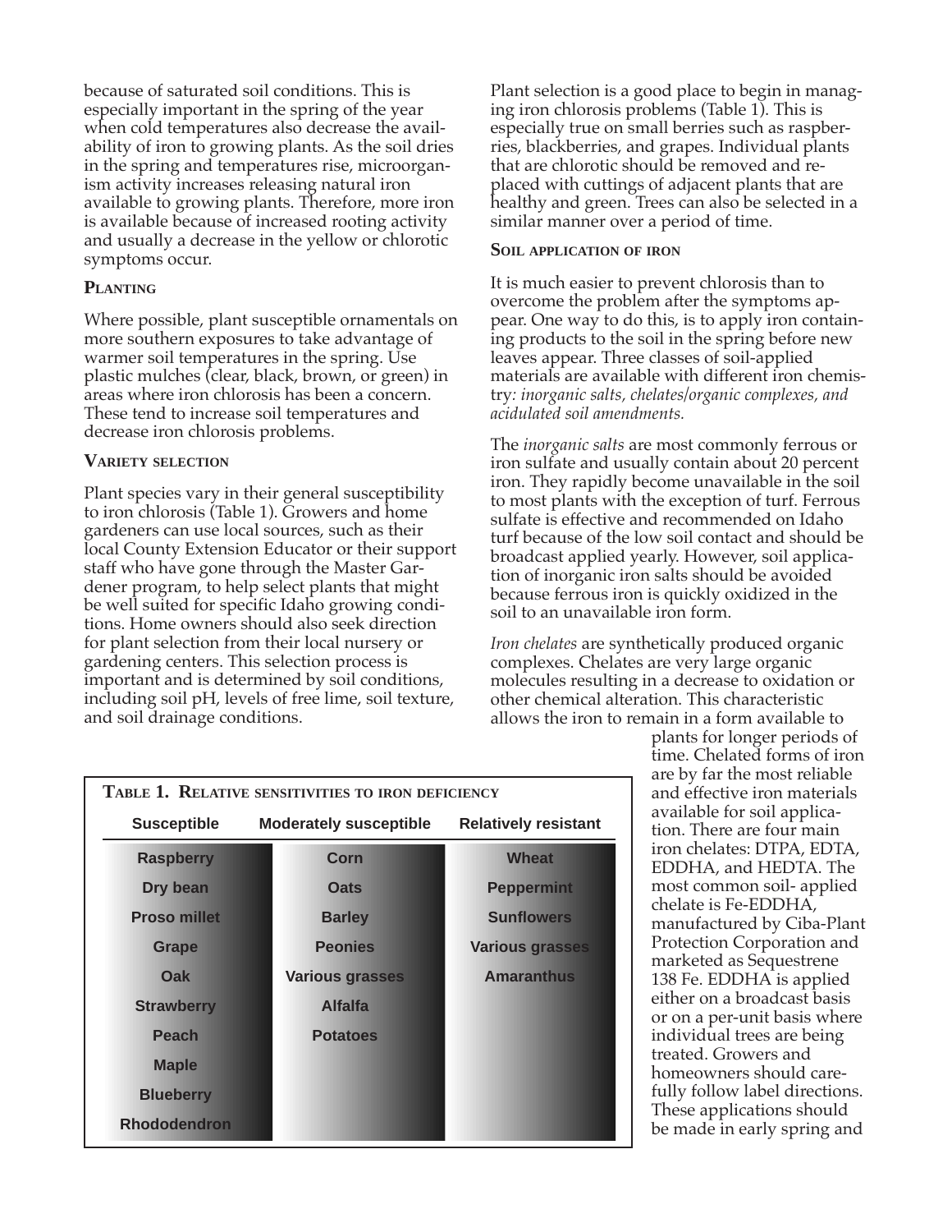because of saturated soil conditions. This is especially important in the spring of the year when cold temperatures also decrease the availability of iron to growing plants. As the soil dries in the spring and temperatures rise, microorganism activity increases releasing natural iron available to growing plants. Therefore, more iron is available because of increased rooting activity and usually a decrease in the yellow or chlorotic symptoms occur.

### Planting

Where possible, plant susceptible ornamentals on more southern exposures to take advantage of warmer soil temperatures in the spring. Use plastic mulches (clear, black, brown, or green) in areas where iron chlorosis has been a concern. These tend to increase soil temperatures and decrease iron chlorosis problems.

### Variety selection

Plant species vary in their general susceptibility to iron chlorosis (Table 1). Growers and home gardeners can use local sources, such as their local County Extension Educator or their support staff who have gone through the Master Gardener program, to help select plants that might be well suited for specific Idaho growing conditions. Home owners should also seek direction for plant selection from their local nursery or gardening centers. This selection process is important and is determined by soil conditions, including soil pH, levels of free lime, soil texture, and soil drainage conditions.

**Table 1. Relative sensitivities to iron deficiency**

| Susceptible | Moderately susceptible | Relatively resistant |
|---|---|---|
| Raspberry | Corn | Wheat |
| Dry bean | Oats | Peppermint |
| Proso millet | Barley | Sunflowers |
| Grape | Peonies | Various grasses |
| Oak | Various grasses | Amaranthus |
| Strawberry | Alfalfa | |
| Peach | Potatoes | |
| Maple | | |
| Blueberry | | |
| Rhododendron | | |

Plant selection is a good place to begin in managing iron chlorosis problems (Table 1). This is especially true on small berries such as raspberries, blackberries, and grapes. Individual plants that are chlorotic should be removed and replaced with cuttings of adjacent plants that are healthy and green. Trees can also be selected in a similar manner over a period of time.

### Soil application of iron

It is much easier to prevent chlorosis than to overcome the problem after the symptoms appear. One way to do this, is to apply iron containing products to the soil in the spring before new leaves appear. Three classes of soil-applied materials are available with different iron chemistry: *inorganic salts, chelates/organic complexes, and acidulated soil amendments.*

The *inorganic salts* are most commonly ferrous or iron sulfate and usually contain about 20 percent iron. They rapidly become unavailable in the soil to most plants with the exception of turf. Ferrous sulfate is effective and recommended on Idaho turf because of the low soil contact and should be broadcast applied yearly. However, soil application of inorganic iron salts should be avoided because ferrous iron is quickly oxidized in the soil to an unavailable iron form.

*Iron chelates* are synthetically produced organic complexes. Chelates are very large organic molecules resulting in a decrease to oxidation or other chemical alteration. This characteristic allows the iron to remain in a form available to plants for longer periods of time. Chelated forms of iron are by far the most reliable and effective iron materials available for soil application. There are four main iron chelates: DTPA, EDTA, EDDHA, and HEDTA. The most common soil- applied chelate is Fe-EDDHA, manufactured by Ciba-Plant Protection Corporation and marketed as Sequestrene 138 Fe. EDDHA is applied either on a broadcast basis or on a per-unit basis where individual trees are being treated. Growers and homeowners should carefully follow label directions. These applications should be made in early spring and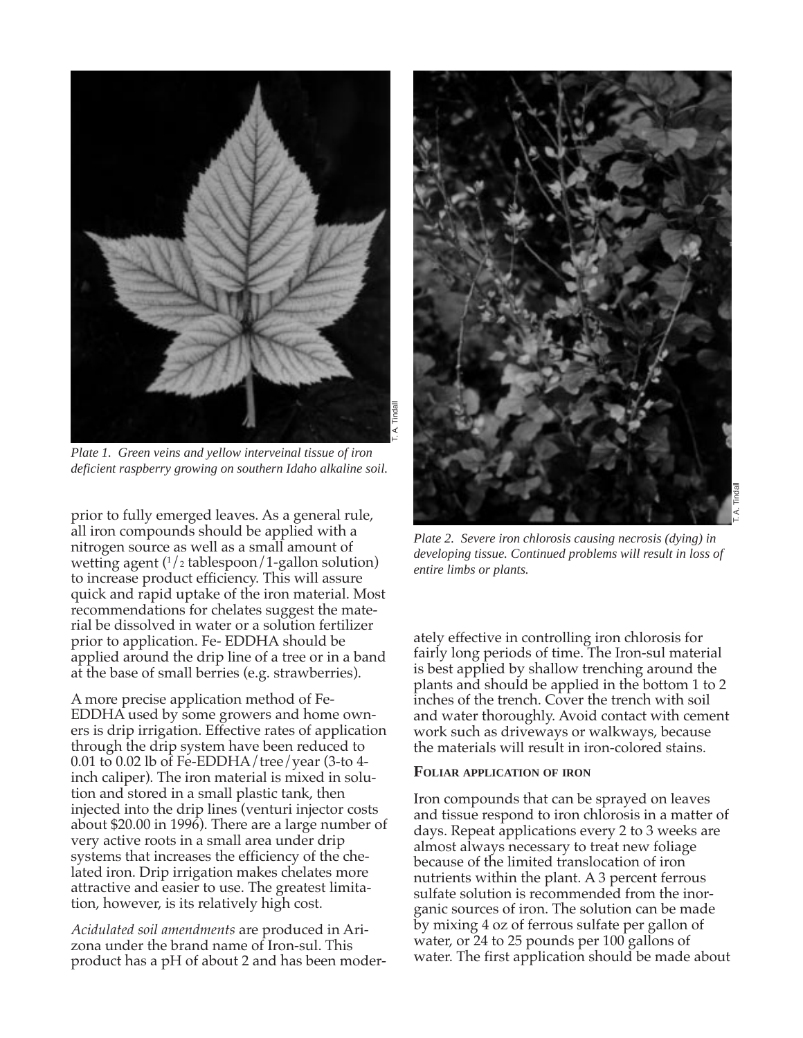*Plate 1. Green veins and yellow interveinal tissue of iron deficient raspberry growing on southern Idaho alkaline soil.*

prior to fully emerged leaves. As a general rule, all iron compounds should be applied with a nitrogen source as well as a small amount of wetting agent (1/2 tablespoon/1-gallon solution) to increase product efficiency. This will assure quick and rapid uptake of the iron material. Most recommendations for chelates suggest the material be dissolved in water or a solution fertilizer prior to application. Fe- EDDHA should be applied around the drip line of a tree or in a band at the base of small berries (e.g. strawberries).

A more precise application method of Fe-EDDHA used by some growers and home owners is drip irrigation. Effective rates of application through the drip system have been reduced to 0.01 to 0.02 lb of Fe-EDDHA/tree/year (3-to 4-inch caliper). The iron material is mixed in solution and stored in a small plastic tank, then injected into the drip lines (venturi injector costs about $20.00 in 1996). There are a large number of very active roots in a small area under drip systems that increases the efficiency of the chelated iron. Drip irrigation makes chelates more attractive and easier to use. The greatest limitation, however, is its relatively high cost.

*Acidulated soil amendments* are produced in Arizona under the brand name of Iron-sul. This product has a pH of about 2 and has been moderately effective in controlling iron chlorosis for fairly long periods of time. The Iron-sul material is best applied by shallow trenching around the plants and should be applied in the bottom 1 to 2 inches of the trench. Cover the trench with soil and water thoroughly. Avoid contact with cement work such as driveways or walkways, because the materials will result in iron-colored stains.

*Plate 2. Severe iron chlorosis causing necrosis (dying) in developing tissue. Continued problems will result in loss of entire limbs or plants.*

### Foliar application of iron

Iron compounds that can be sprayed on leaves and tissue respond to iron chlorosis in a matter of days. Repeat applications every 2 to 3 weeks are almost always necessary to treat new foliage because of the limited translocation of iron nutrients within the plant. A 3 percent ferrous sulfate solution is recommended from the inorganic sources of iron. The solution can be made by mixing 4 oz of ferrous sulfate per gallon of water, or 24 to 25 pounds per 100 gallons of water. The first application should be made about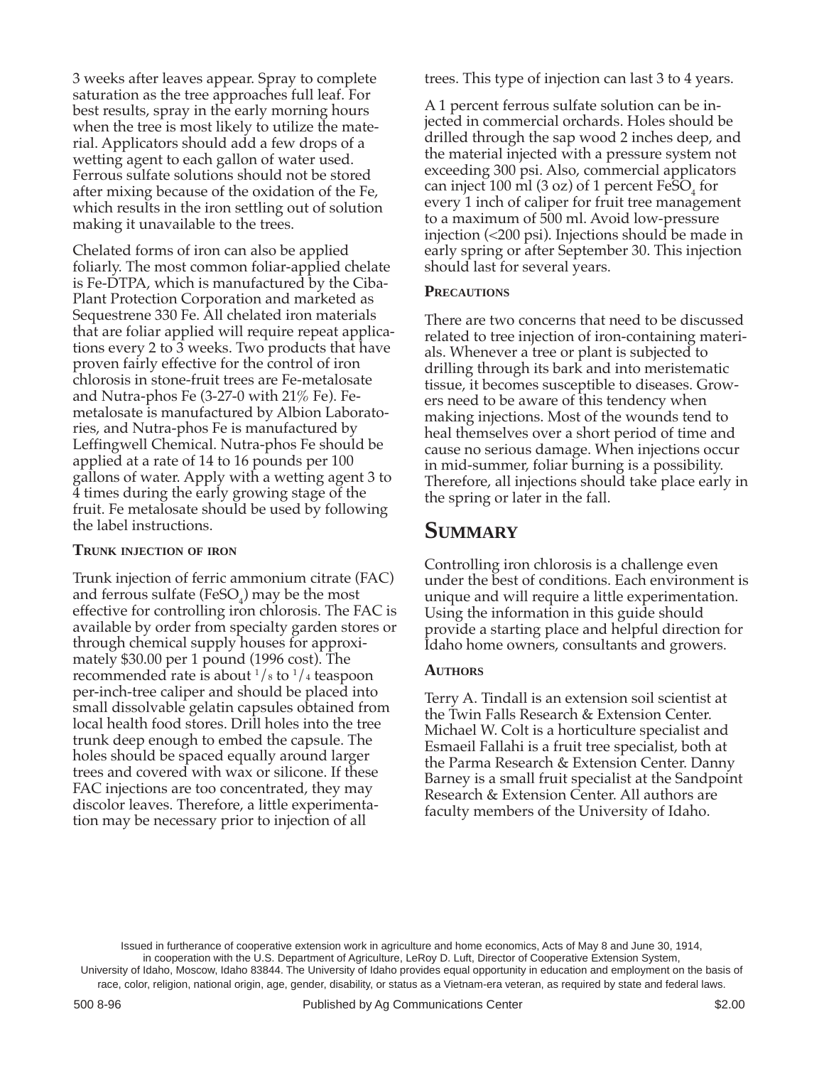3 weeks after leaves appear. Spray to complete saturation as the tree approaches full leaf. For best results, spray in the early morning hours when the tree is most likely to utilize the material. Applicators should add a few drops of a wetting agent to each gallon of water used. Ferrous sulfate solutions should not be stored after mixing because of the oxidation of the Fe, which results in the iron settling out of solution making it unavailable to the trees.

Chelated forms of iron can also be applied foliarly. The most common foliar-applied chelate is Fe-DTPA, which is manufactured by the Ciba-Plant Protection Corporation and marketed as Sequestrene 330 Fe. All chelated iron materials that are foliar applied will require repeat applications every 2 to 3 weeks. Two products that have proven fairly effective for the control of iron chlorosis in stone-fruit trees are Fe-metalosate and Nutra-phos Fe (3-27-0 with 21% Fe). Fe-metalosate is manufactured by Albion Laboratories, and Nutra-phos Fe is manufactured by Leffingwell Chemical. Nutra-phos Fe should be applied at a rate of 14 to 16 pounds per 100 gallons of water. Apply with a wetting agent 3 to 4 times during the early growing stage of the fruit. Fe metalosate should be used by following the label instructions.

### Trunk injection of iron

Trunk injection of ferric ammonium citrate (FAC) and ferrous sulfate ($FeSO_4$) may be the most effective for controlling iron chlorosis. The FAC is available by order from specialty garden stores or through chemical supply houses for approximately $30.00 per 1 pound (1996 cost). The recommended rate is about 1/8 to 1/4 teaspoon per-inch-tree caliper and should be placed into small dissolvable gelatin capsules obtained from local health food stores. Drill holes into the tree trunk deep enough to embed the capsule. The holes should be spaced equally around larger trees and covered with wax or silicone. If these FAC injections are too concentrated, they may discolor leaves. Therefore, a little experimentation may be necessary prior to injection of all trees. This type of injection can last 3 to 4 years.

A 1 percent ferrous sulfate solution can be injected in commercial orchards. Holes should be drilled through the sap wood 2 inches deep, and the material injected with a pressure system not exceeding 300 psi. Also, commercial applicators can inject 100 ml (3 oz) of 1 percent $FeSO_4$ for every 1 inch of caliper for fruit tree management to a maximum of 500 ml. Avoid low-pressure injection (<200 psi). Injections should be made in early spring or after September 30. This injection should last for several years.

### Precautions

There are two concerns that need to be discussed related to tree injection of iron-containing materials. Whenever a tree or plant is subjected to drilling through its bark and into meristematic tissue, it becomes susceptible to diseases. Growers need to be aware of this tendency when making injections. Most of the wounds tend to heal themselves over a short period of time and cause no serious damage. When injections occur in mid-summer, foliar burning is a possibility. Therefore, all injections should take place early in the spring or later in the fall.

## Summary

Controlling iron chlorosis is a challenge even under the best of conditions. Each environment is unique and will require a little experimentation. Using the information in this guide should provide a starting place and helpful direction for Idaho home owners, consultants and growers.

### Authors

Terry A. Tindall is an extension soil scientist at the Twin Falls Research & Extension Center. Michael W. Colt is a horticulture specialist and Esmaeil Fallahi is a fruit tree specialist, both at the Parma Research & Extension Center. Danny Barney is a small fruit specialist at the Sandpoint Research & Extension Center. All authors are faculty members of the University of Idaho.

Issued in furtherance of cooperative extension work in agriculture and home economics, Acts of May 8 and June 30, 1914, in cooperation with the U.S. Department of Agriculture, LeRoy D. Luft, Director of Cooperative Extension System, University of Idaho, Moscow, Idaho 83844. The University of Idaho provides equal opportunity in education and employment on the basis of race, color, religion, national origin, age, gender, disability, or status as a Vietnam-era veteran, as required by state and federal laws.

500 8-96 Published by Ag Communications Center $2.00